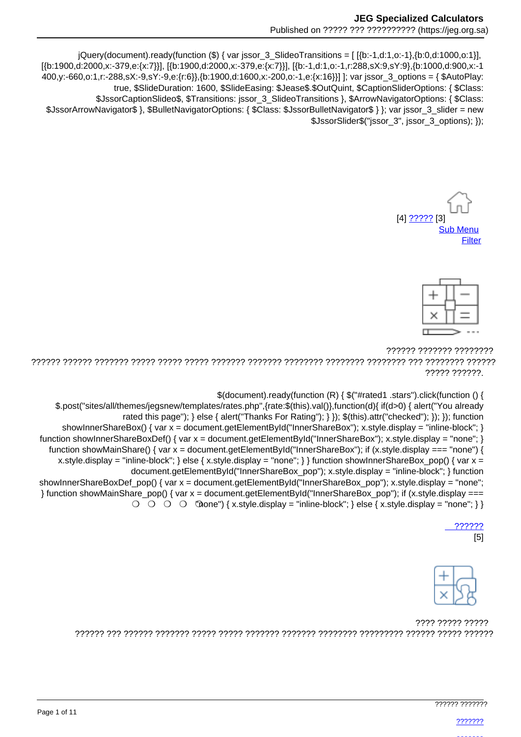jQuery(document).ready(function ($) { var jssor_3_SlideoTransitions = [ [{b:-1,d:1,o:-1},{b:0,d:1000,o:1}], [{b:1900,d:2000,x:-379,e:{x:7}}], [{b:1900,d:2000,x:-379,e:{x:7}}], [{b:-1,d:1,o:-1,r:288,sX:9,sY:9},{b:1000,d:900,x:-1400,y:-660,o:1,r:-288,sX:-9,sY:-9,e:{r:6}},{b:1900,d:1600,x:-200,o:-1,e:{x:16}}] ]; var jssor_3_options = { $AutoPlay: true, $SlideDuration: 1600, $SlideEasing: $Jease$.$OutQuint, $CaptionSliderOptions: { $Class: $JssorCaptionSlideo$, $Transitions: jssor_3_SlideoTransitions }, $ArrowNavigatorOptions: { $Class: $JssorArrowNavigator$ }, $BulletNavigatorOptions: { $Class: $JssorBulletNavigator$ } }; var jssor_3_slider = new $JssorSlider$("jssor_3", jssor_3_options); });

[4] ????? [3]

Sub Menu

Filter

?????? ??????? ????????

?????? ?????? ??????? ????? ????? ????? ??????? ??????? ???????? ???????? ???????? ??? ???????? ?????? ????? ??????.

$(document).ready(function (R) { $("#rated1 .stars").click(function () { $.post("sites/all/themes/jegsnew/templates/rates.php",{rate:$(this).val()},function(d){ if(d>0) { alert("You already rated this page"); } else { alert("Thanks For Rating"); } }); $(this).attr("checked"); }); }); function showInnerShareBox() { var x = document.getElementById("InnerShareBox"); x.style.display = "inline-block"; } function showInnerShareBoxDef() { var x = document.getElementById("InnerShareBox"); x.style.display = "none"; } function showMainShare() { var x = document.getElementById("InnerShareBox"); if (x.style.display === "none") { x.style.display = "inline-block"; } else { x.style.display = "none"; } } function showInnerShareBox_pop() { var x = document.getElementById("InnerShareBox_pop"); x.style.display = "inline-block"; } function showInnerShareBoxDef_pop() { var x = document.getElementById("InnerShareBox_pop"); x.style.display = "none"; } function showMainShare_pop() { var x = document.getElementById("InnerShareBox_pop"); if (x.style.display === "none") { x.style.display = "inline-block"; } else { x.style.display = "none"; } }

?????? [5]

???? ????? ?????

?????? ??? ?????? ??????? ????? ????? ??????? ??????? ???????? ????????? ?????? ????? ??????

?????? ???????

???????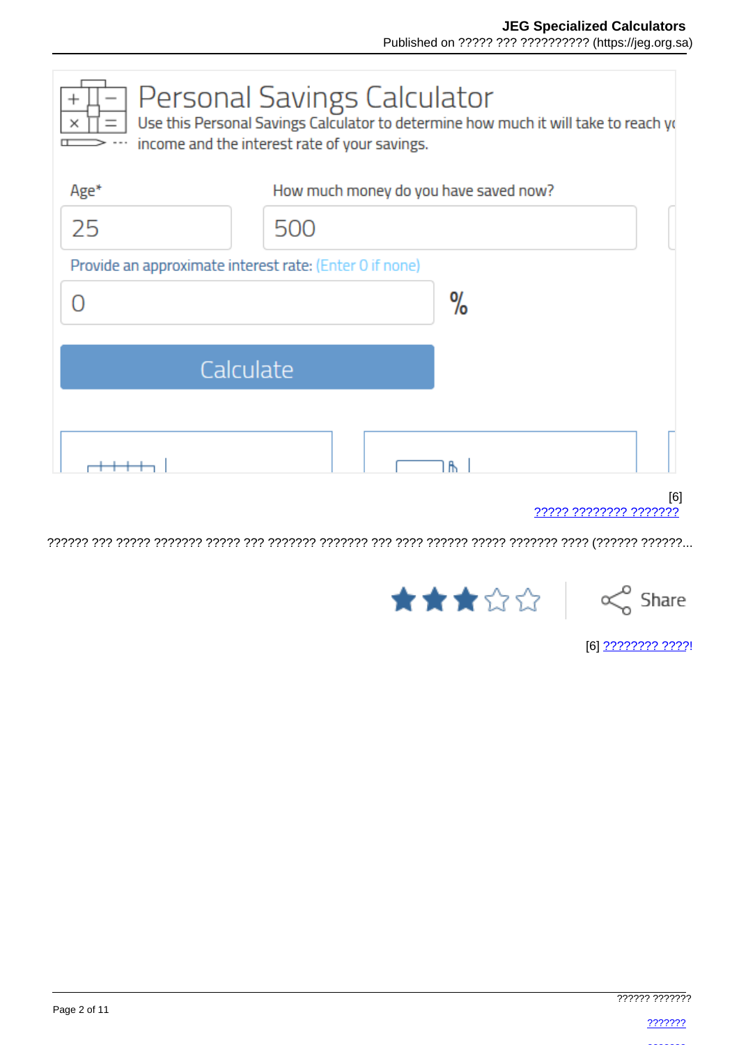# Personal Savings Calculator

Use this Personal Savings Calculator to determine how much it will take to reach y income and the interest rate of your savings.

Age*

25

How much money do you have saved now?

500

Provide an approximate interest rate: (Enter 0 if none)

0 %

Calculate

[6]
????? ???????? ???????

?????? ??? ????? ??????? ????? ??? ??????? ??????? ??? ???? ?????? ????? ??????? ???? (?????? ??????...

Share

[6] ???????? ????!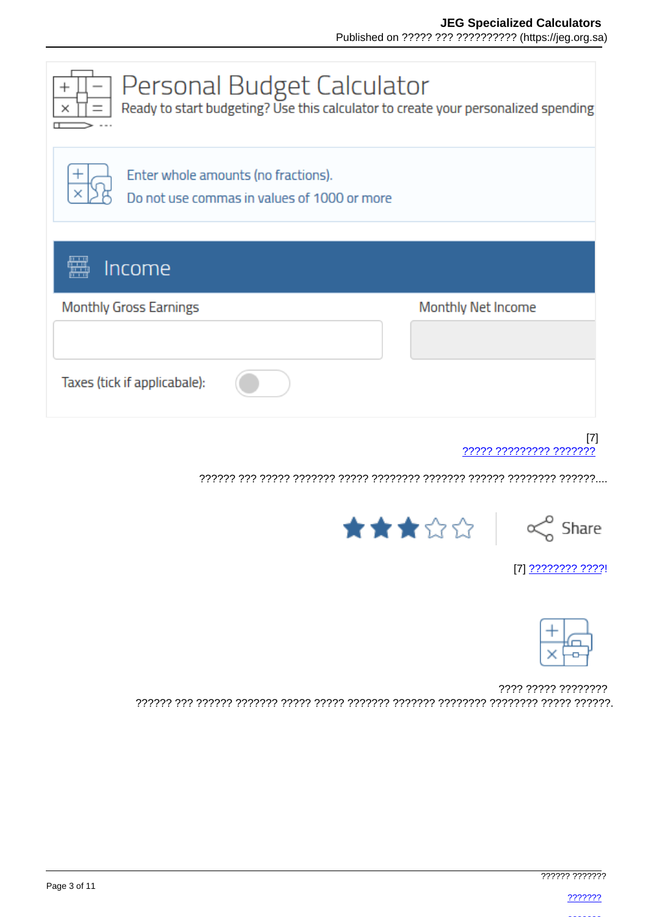# Personal Budget Calculator

Ready to start budgeting? Use this calculator to create your personalized spending

Enter whole amounts (no fractions).
Do not use commas in values of 1000 or more

## Income

Monthly Gross Earnings

Monthly Net Income

Taxes (tick if applicabale):

[7]
????? ????????? ???????

?????? ??? ????? ??????? ????? ???????? ??????? ?????? ???????? ??????....

Share

[7] ???????? ????!

???? ????? ????????
?????? ??? ?????? ??????? ????? ????? ??????? ??????? ???????? ???????? ????? ??????.

?????? ???????

???????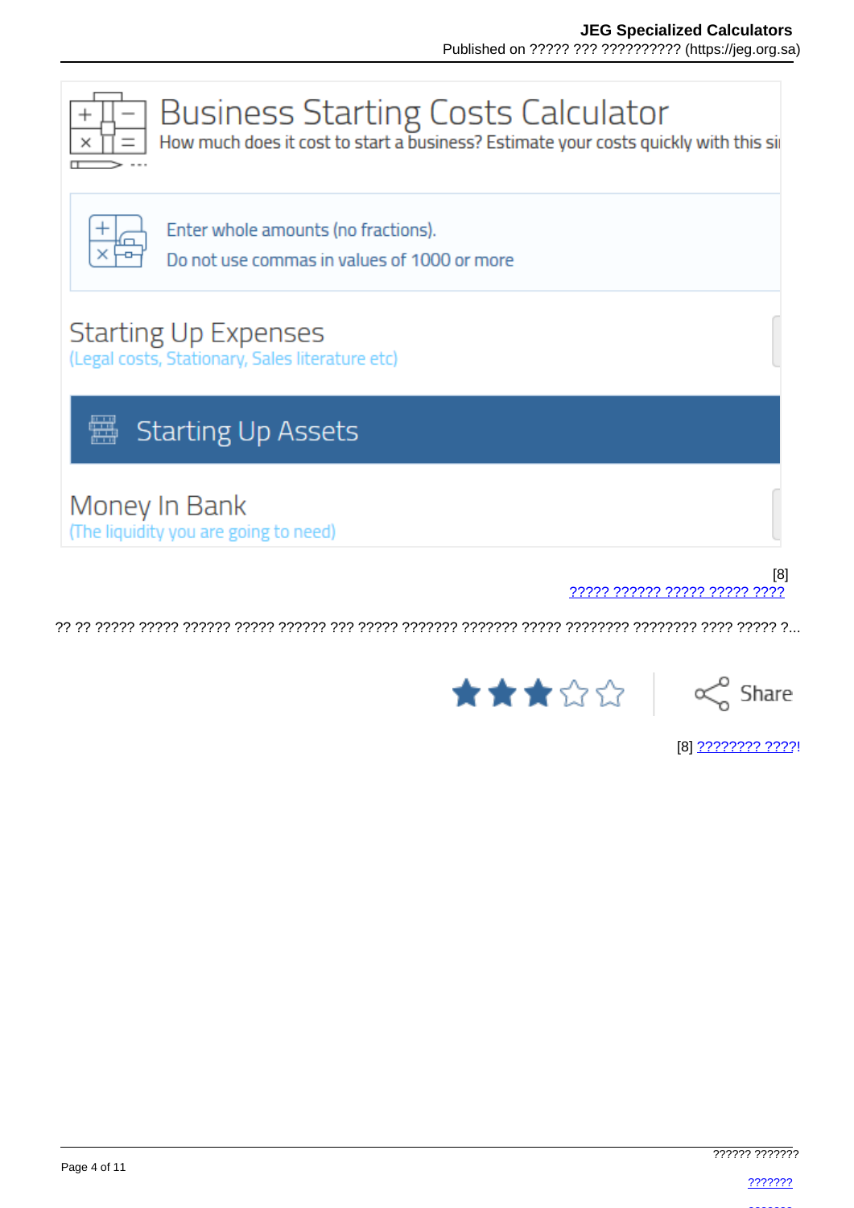# Business Starting Costs Calculator

How much does it cost to start a business? Estimate your costs quickly with this si

Enter whole amounts (no fractions).

Do not use commas in values of 1000 or more

## Starting Up Expenses

(Legal costs, Stationary, Sales literature etc)

## Starting Up Assets

## Money In Bank

(The liquidity you are going to need)

[8]
????? ?????? ????? ????? ????

?? ?? ????? ????? ?????? ????? ?????? ??? ????? ??????? ??????? ????? ???????? ???????? ???? ????? ?...

Share

[8] ???????? ????!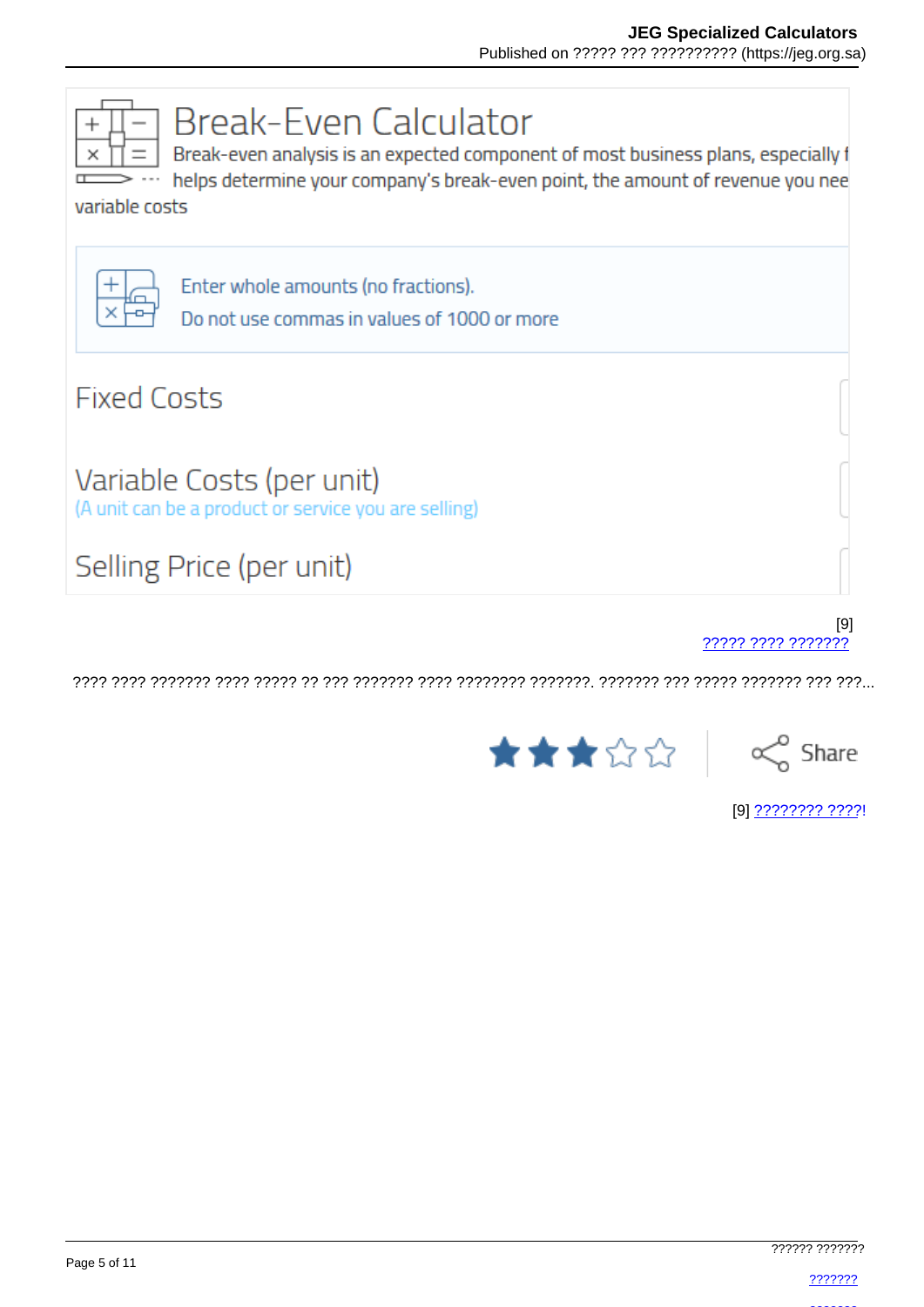# Break-Even Calculator

Break-even analysis is an expected component of most business plans, especially f helps determine your company's break-even point, the amount of revenue you nee variable costs

Enter whole amounts (no fractions).
Do not use commas in values of 1000 or more

Fixed Costs

Variable Costs (per unit)
(A unit can be a product or service you are selling)

Selling Price (per unit)

[9]
????? ???? ???????

???? ???? ??????? ???? ????? ?? ??? ??????? ???? ???????? ???????. ??????? ??? ????? ??????? ??? ???...

Share

[9] ???????? ????!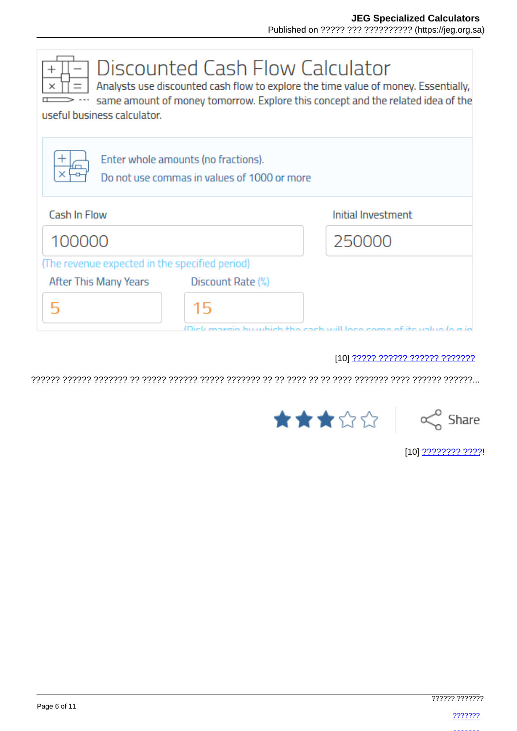# Discounted Cash Flow Calculator

Analysts use discounted cash flow to explore the time value of money. Essentially, same amount of money tomorrow. Explore this concept and the related idea of the useful business calculator.

Enter whole amounts (no fractions).
Do not use commas in values of 1000 or more

Cash In Flow

100000

(The revenue expected in the specified period)

Initial Investment

250000

After This Many Years

5

Discount Rate (%)

15

(Risk margin by which the cash will lose some of its value (e.g in

[10] ????? ?????? ?????? ???????

?????? ?????? ??????? ?? ????? ?????? ????? ??????? ?? ?? ???? ?? ?? ???? ??????? ???? ?????? ??????...

Share

[10] ???????? ????!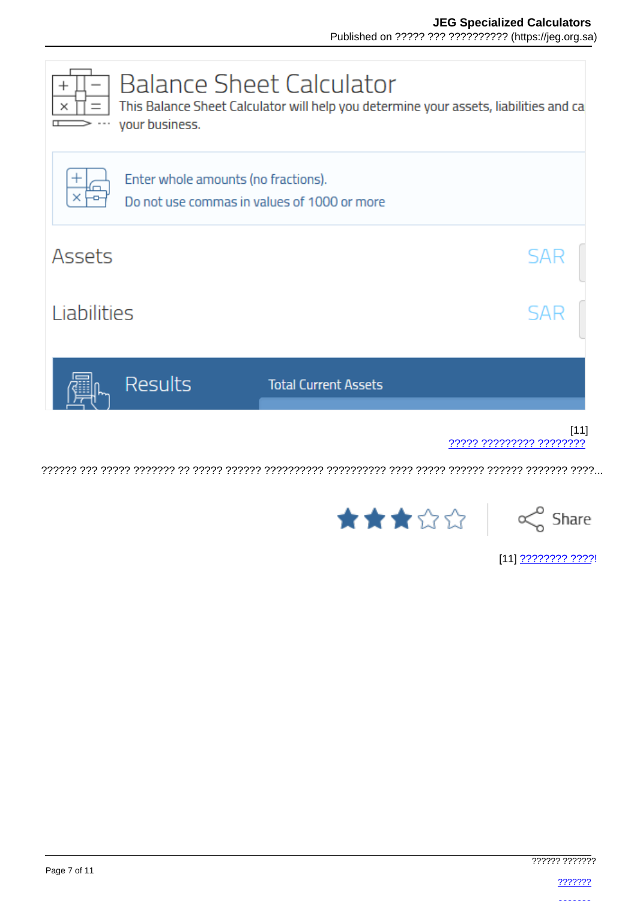# Balance Sheet Calculator

This Balance Sheet Calculator will help you determine your assets, liabilities and ca your business.

Enter whole amounts (no fractions).
Do not use commas in values of 1000 or more

Assets SAR

Liabilities SAR

Results Total Current Assets

[11]
????? ????????? ????????

?????? ??? ????? ??????? ?? ????? ?????? ?????????? ?????????? ???? ????? ?????? ?????? ??????? ????...

Share

[11] ???????? ????!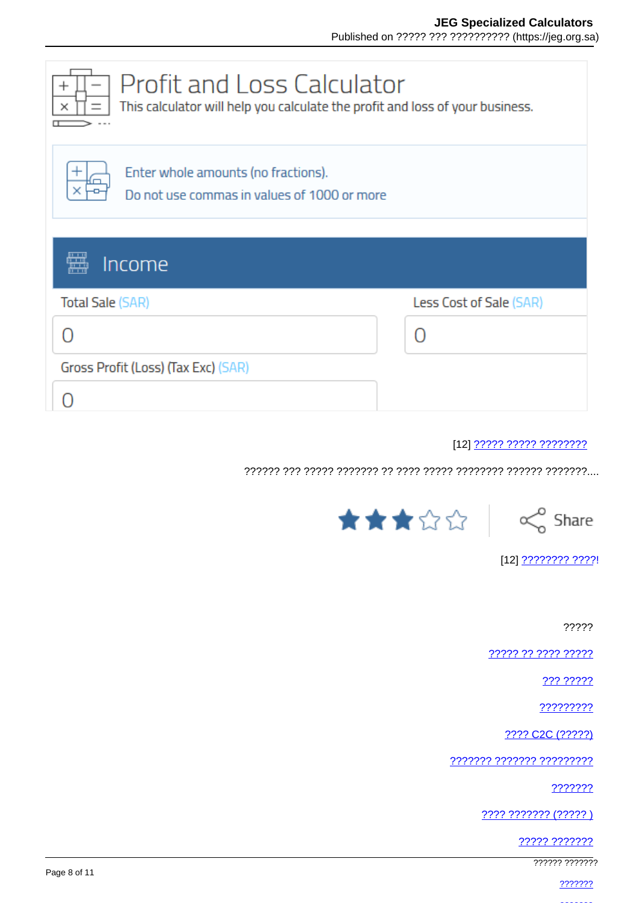# Profit and Loss Calculator

This calculator will help you calculate the profit and loss of your business.

Enter whole amounts (no fractions).
Do not use commas in values of 1000 or more

## Income

| Total Sale (SAR) | Less Cost of Sale (SAR) |
|---|---|
| 0 | 0 |

Gross Profit (Loss) (Tax Exc) (SAR)

0

[12] ????? ????? ????????

?????? ??? ????? ??????? ?? ???? ????? ???????? ?????? ???????....

Share

[12] ???????? ????!

?????

????? ?? ???? ?????

??? ?????

?????????

???? C2C (?????)

??????? ??????? ?????????

???????

???? ??????? (????? )

????? ???????

?????? ???????

???????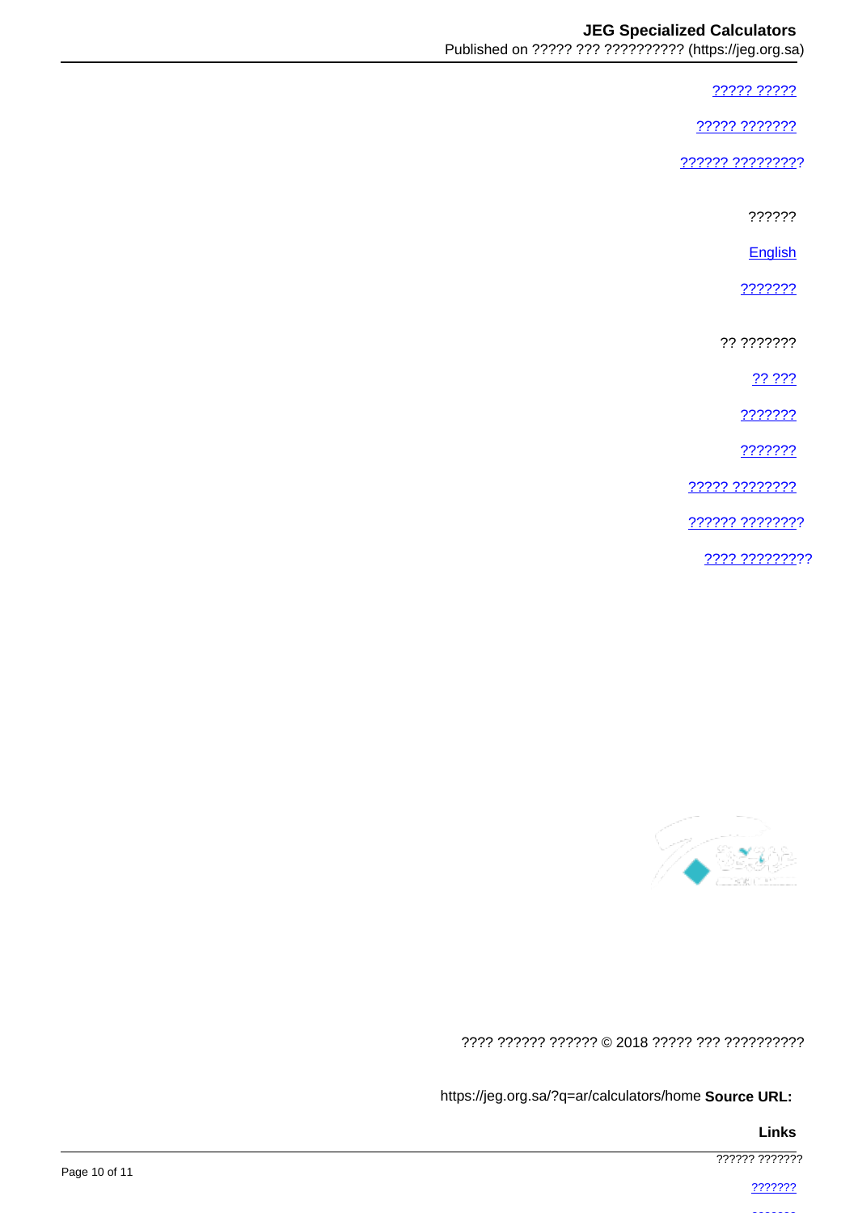[????? ?????]

[????? ???????]

[?????? ????????]?

??????

[English]

[???????]

?? ???????

[?? ???]

[???????]

[???????]

[????? ????????]

[?????? ???????]?

[???? ????????]??

???? ?????? ?????? © 2018 ????? ??? ??????????

**Source URL:** https://jeg.org.sa/?q=ar/calculators/home

**Links**

?????? ???????

[???????]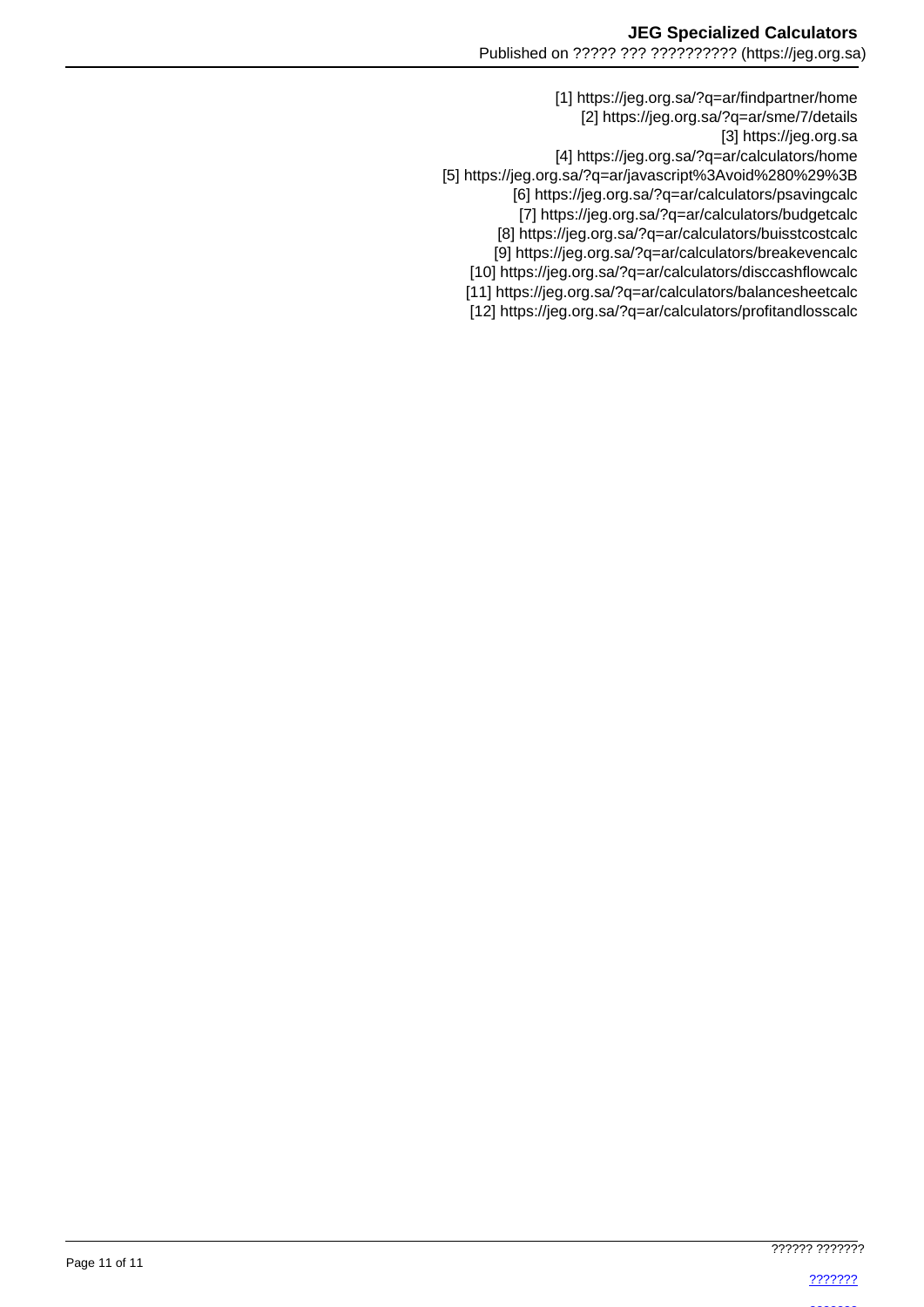[1] https://jeg.org.sa/?q=ar/findpartner/home
[2] https://jeg.org.sa/?q=ar/sme/7/details
[3] https://jeg.org.sa
[4] https://jeg.org.sa/?q=ar/calculators/home
[5] https://jeg.org.sa/?q=ar/javascript%3Avoid%280%29%3B
[6] https://jeg.org.sa/?q=ar/calculators/psavingcalc
[7] https://jeg.org.sa/?q=ar/calculators/budgetcalc
[8] https://jeg.org.sa/?q=ar/calculators/buisstcostcalc
[9] https://jeg.org.sa/?q=ar/calculators/breakevencalc
[10] https://jeg.org.sa/?q=ar/calculators/disccashflowcalc
[11] https://jeg.org.sa/?q=ar/calculators/balancesheetcalc
[12] https://jeg.org.sa/?q=ar/calculators/profitandlosscalc